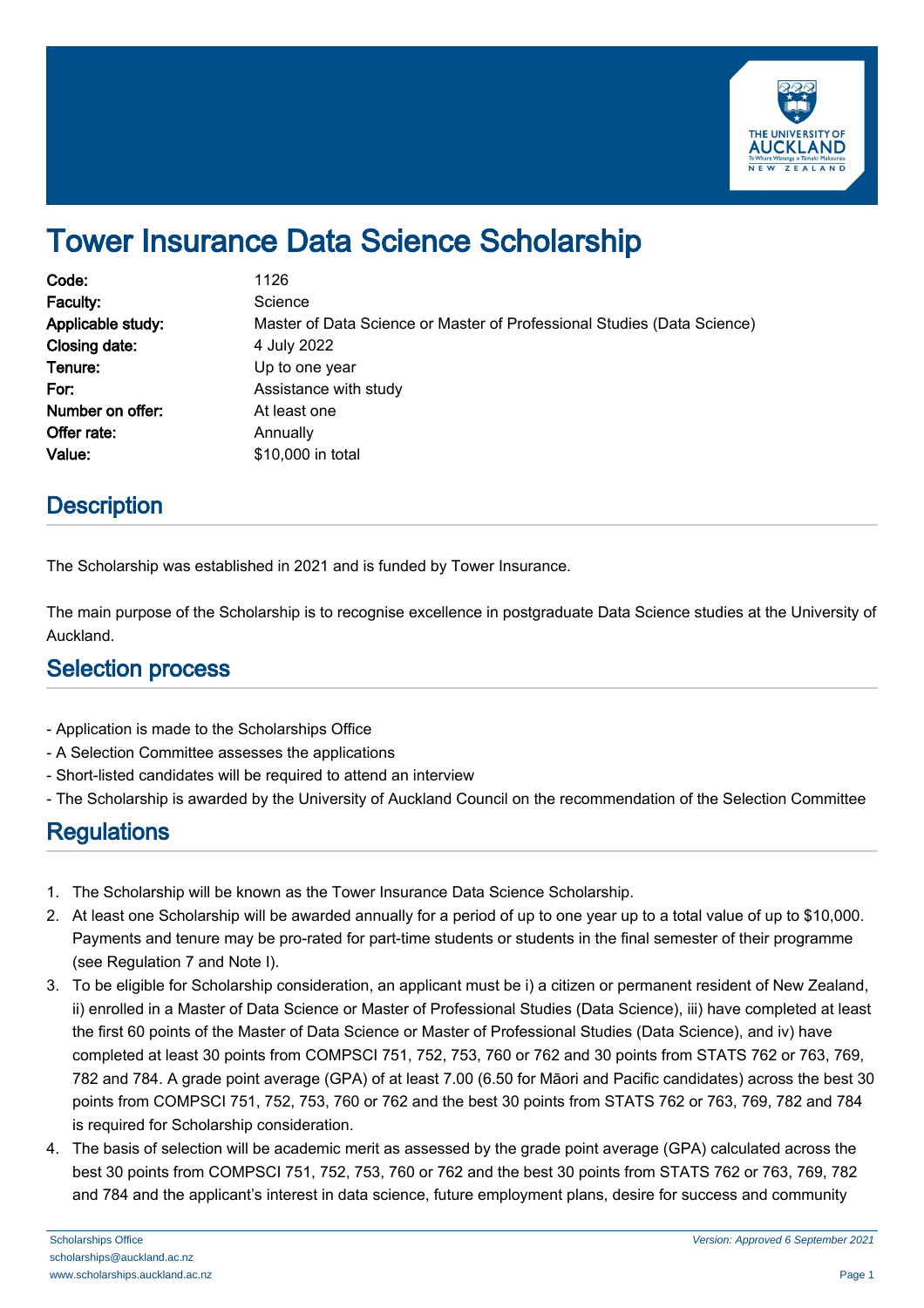# Tower Insurance Data Science Scholarship

| | |
|---|---|
| **Code:** | 1126 |
| **Faculty:** | Science |
| **Applicable study:** | Master of Data Science or Master of Professional Studies (Data Science) |
| **Closing date:** | 4 July 2022 |
| **Tenure:** | Up to one year |
| **For:** | Assistance with study |
| **Number on offer:** | At least one |
| **Offer rate:** | Annually |
| **Value:** | $10,000 in total |

## Description

The Scholarship was established in 2021 and is funded by Tower Insurance.

The main purpose of the Scholarship is to recognise excellence in postgraduate Data Science studies at the University of Auckland.

## Selection process

- Application is made to the Scholarships Office
- A Selection Committee assesses the applications
- Short-listed candidates will be required to attend an interview
- The Scholarship is awarded by the University of Auckland Council on the recommendation of the Selection Committee

## Regulations

1. The Scholarship will be known as the Tower Insurance Data Science Scholarship.
2. At least one Scholarship will be awarded annually for a period of up to one year up to a total value of up to $10,000. Payments and tenure may be pro-rated for part-time students or students in the final semester of their programme (see Regulation 7 and Note I).
3. To be eligible for Scholarship consideration, an applicant must be i) a citizen or permanent resident of New Zealand, ii) enrolled in a Master of Data Science or Master of Professional Studies (Data Science), iii) have completed at least the first 60 points of the Master of Data Science or Master of Professional Studies (Data Science), and iv) have completed at least 30 points from COMPSCI 751, 752, 753, 760 or 762 and 30 points from STATS 762 or 763, 769, 782 and 784. A grade point average (GPA) of at least 7.00 (6.50 for Māori and Pacific candidates) across the best 30 points from COMPSCI 751, 752, 753, 760 or 762 and the best 30 points from STATS 762 or 763, 769, 782 and 784 is required for Scholarship consideration.
4. The basis of selection will be academic merit as assessed by the grade point average (GPA) calculated across the best 30 points from COMPSCI 751, 752, 753, 760 or 762 and the best 30 points from STATS 762 or 763, 769, 782 and 784 and the applicant's interest in data science, future employment plans, desire for success and community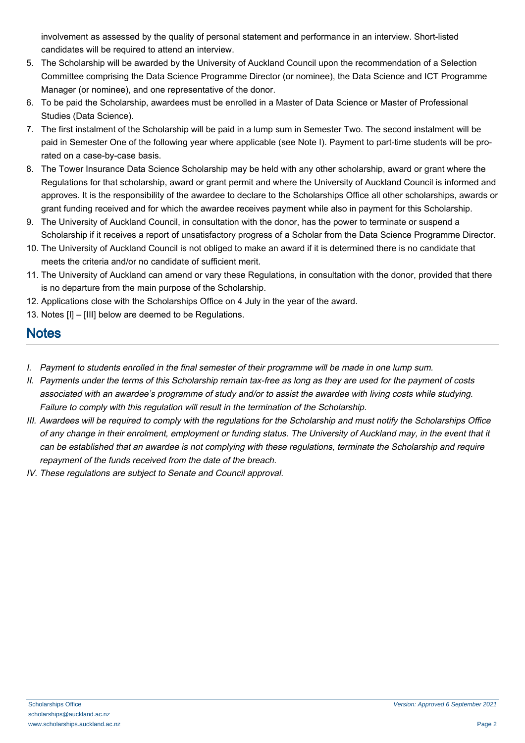involvement as assessed by the quality of personal statement and performance in an interview. Short-listed candidates will be required to attend an interview.

5. The Scholarship will be awarded by the University of Auckland Council upon the recommendation of a Selection Committee comprising the Data Science Programme Director (or nominee), the Data Science and ICT Programme Manager (or nominee), and one representative of the donor.
6. To be paid the Scholarship, awardees must be enrolled in a Master of Data Science or Master of Professional Studies (Data Science).
7. The first instalment of the Scholarship will be paid in a lump sum in Semester Two. The second instalment will be paid in Semester One of the following year where applicable (see Note I). Payment to part-time students will be pro-rated on a case-by-case basis.
8. The Tower Insurance Data Science Scholarship may be held with any other scholarship, award or grant where the Regulations for that scholarship, award or grant permit and where the University of Auckland Council is informed and approves. It is the responsibility of the awardee to declare to the Scholarships Office all other scholarships, awards or grant funding received and for which the awardee receives payment while also in payment for this Scholarship.
9. The University of Auckland Council, in consultation with the donor, has the power to terminate or suspend a Scholarship if it receives a report of unsatisfactory progress of a Scholar from the Data Science Programme Director.
10. The University of Auckland Council is not obliged to make an award if it is determined there is no candidate that meets the criteria and/or no candidate of sufficient merit.
11. The University of Auckland can amend or vary these Regulations, in consultation with the donor, provided that there is no departure from the main purpose of the Scholarship.
12. Applications close with the Scholarships Office on 4 July in the year of the award.
13. Notes [I] – [III] below are deemed to be Regulations.

## Notes

*I. Payment to students enrolled in the final semester of their programme will be made in one lump sum.*

*II. Payments under the terms of this Scholarship remain tax-free as long as they are used for the payment of costs associated with an awardee's programme of study and/or to assist the awardee with living costs while studying. Failure to comply with this regulation will result in the termination of the Scholarship.*

*III. Awardees will be required to comply with the regulations for the Scholarship and must notify the Scholarships Office of any change in their enrolment, employment or funding status. The University of Auckland may, in the event that it can be established that an awardee is not complying with these regulations, terminate the Scholarship and require repayment of the funds received from the date of the breach.*

*IV. These regulations are subject to Senate and Council approval.*

Scholarships Office
scholarships@auckland.ac.nz
www.scholarships.auckland.ac.nz

*Version: Approved 6 September 2021*